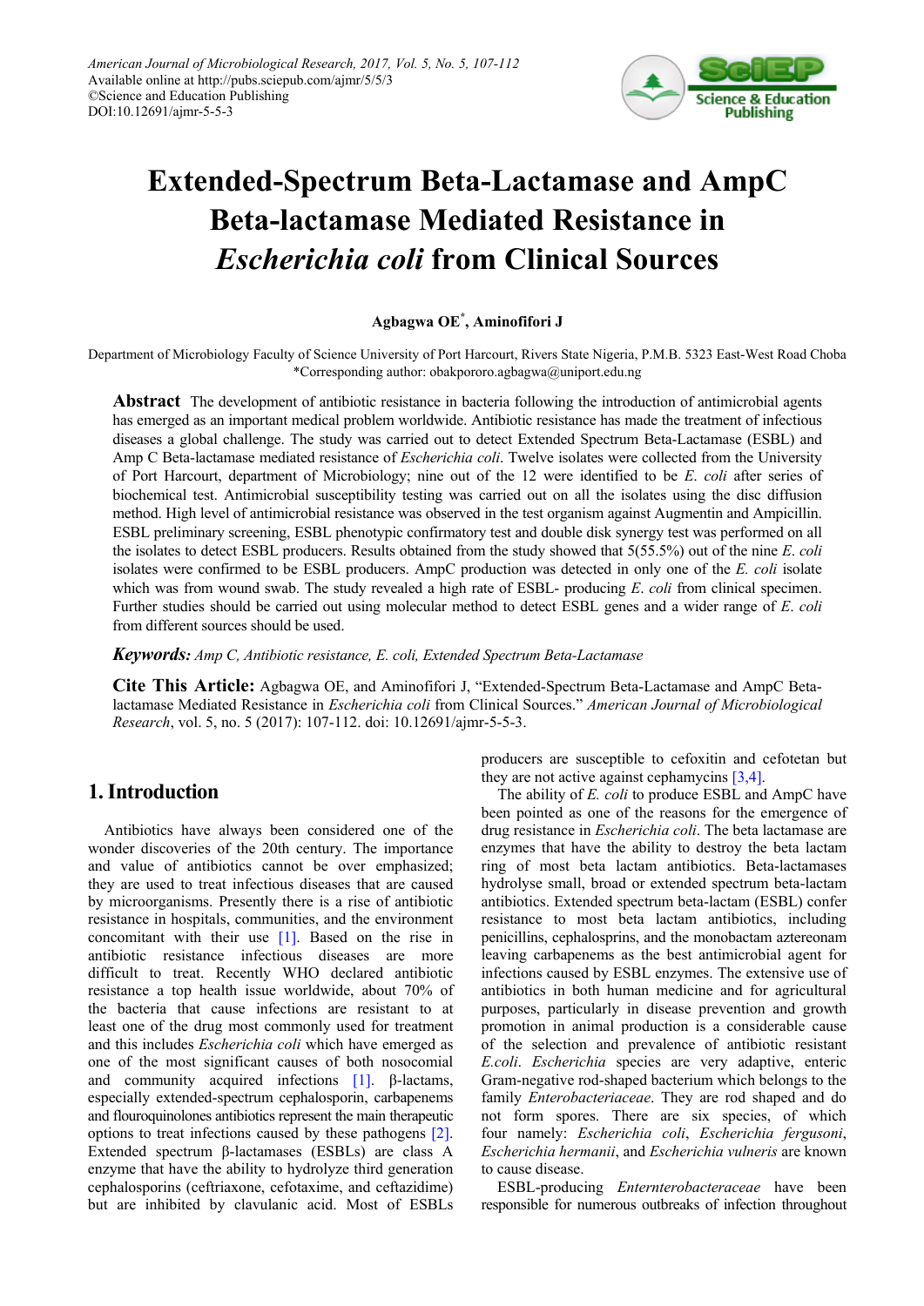# Extended-Spectrum Beta-Lactamase and AmpC Beta-lactamase Mediated Resistance in *Escherichia coli* from Clinical Sources

**Agbagwa OE[*], Aminofifori J**

Department of Microbiology Faculty of Science University of Port Harcourt, Rivers State Nigeria, P.M.B. 5323 East-West Road Choba
*Corresponding author: obakpororo.agbagwa@uniport.edu.ng

**Abstract** The development of antibiotic resistance in bacteria following the introduction of antimicrobial agents has emerged as an important medical problem worldwide. Antibiotic resistance has made the treatment of infectious diseases a global challenge. The study was carried out to detect Extended Spectrum Beta-Lactamase (ESBL) and Amp C Beta-lactamase mediated resistance of *Escherichia coli*. Twelve isolates were collected from the University of Port Harcourt, department of Microbiology; nine out of the 12 were identified to be *E. coli* after series of biochemical test. Antimicrobial susceptibility testing was carried out on all the isolates using the disc diffusion method. High level of antimicrobial resistance was observed in the test organism against Augmentin and Ampicillin. ESBL preliminary screening, ESBL phenotypic confirmatory test and double disk synergy test was performed on all the isolates to detect ESBL producers. Results obtained from the study showed that 5(55.5%) out of the nine *E. coli* isolates were confirmed to be ESBL producers. AmpC production was detected in only one of the *E. coli* isolate which was from wound swab. The study revealed a high rate of ESBL- producing *E. coli* from clinical specimen. Further studies should be carried out using molecular method to detect ESBL genes and a wider range of *E. coli* from different sources should be used.

***Keywords:*** *Amp C, Antibiotic resistance, E. coli, Extended Spectrum Beta-Lactamase*

**Cite This Article:** Agbagwa OE, and Aminofifori J, "Extended-Spectrum Beta-Lactamase and AmpC Beta-lactamase Mediated Resistance in *Escherichia coli* from Clinical Sources." *American Journal of Microbiological Research*, vol. 5, no. 5 (2017): 107-112. doi: 10.12691/ajmr-5-5-3.

## 1. Introduction

Antibiotics have always been considered one of the wonder discoveries of the 20th century. The importance and value of antibiotics cannot be over emphasized; they are used to treat infectious diseases that are caused by microorganisms. Presently there is a rise of antibiotic resistance in hospitals, communities, and the environment concomitant with their use [1]. Based on the rise in antibiotic resistance infectious diseases are more difficult to treat. Recently WHO declared antibiotic resistance a top health issue worldwide, about 70% of the bacteria that cause infections are resistant to at least one of the drug most commonly used for treatment and this includes *Escherichia coli* which have emerged as one of the most significant causes of both nosocomial and community acquired infections [1]. β-lactams, especially extended-spectrum cephalosporin, carbapenems and flouroquinolones antibiotics represent the main therapeutic options to treat infections caused by these pathogens [2]. Extended spectrum β-lactamases (ESBLs) are class A enzyme that have the ability to hydrolyze third generation cephalosporins (ceftriaxone, cefotaxime, and ceftazidime) but are inhibited by clavulanic acid. Most of ESBLs producers are susceptible to cefoxitin and cefotetan but they are not active against cephamycins [3,4].

The ability of *E. coli* to produce ESBL and AmpC have been pointed as one of the reasons for the emergence of drug resistance in *Escherichia coli*. The beta lactamase are enzymes that have the ability to destroy the beta lactam ring of most beta lactam antibiotics. Beta-lactamases hydrolyse small, broad or extended spectrum beta-lactam antibiotics. Extended spectrum beta-lactam (ESBL) confer resistance to most beta lactam antibiotics, including penicillins, cephalosprins, and the monobactam aztereonam leaving carbapenems as the best antimicrobial agent for infections caused by ESBL enzymes. The extensive use of antibiotics in both human medicine and for agricultural purposes, particularly in disease prevention and growth promotion in animal production is a considerable cause of the selection and prevalence of antibiotic resistant *E.coli*. *Escherichia* species are very adaptive, enteric Gram-negative rod-shaped bacterium which belongs to the family *Enterobacteriaceae*. They are rod shaped and do not form spores. There are six species, of which four namely: *Escherichia coli*, *Escherichia fergusoni*, *Escherichia hermanii*, and *Escherichia vulneris* are known to cause disease.

ESBL-producing *Enternterobacteraceae* have been responsible for numerous outbreaks of infection throughout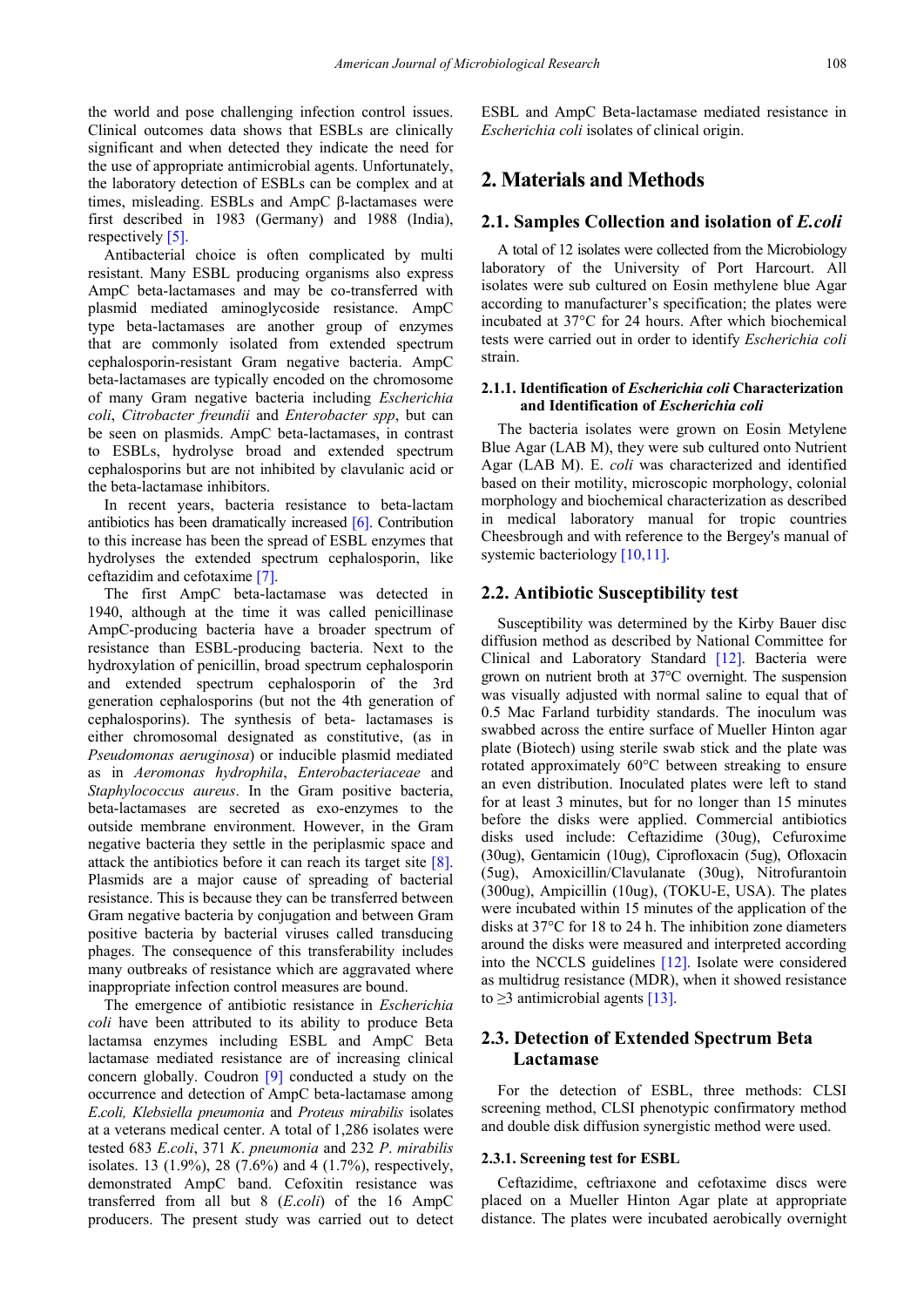the world and pose challenging infection control issues. Clinical outcomes data shows that ESBLs are clinically significant and when detected they indicate the need for the use of appropriate antimicrobial agents. Unfortunately, the laboratory detection of ESBLs can be complex and at times, misleading. ESBLs and AmpC β-lactamases were first described in 1983 (Germany) and 1988 (India), respectively [5].

Antibacterial choice is often complicated by multi resistant. Many ESBL producing organisms also express AmpC beta-lactamases and may be co-transferred with plasmid mediated aminoglycoside resistance. AmpC type beta-lactamases are another group of enzymes that are commonly isolated from extended spectrum cephalosporin-resistant Gram negative bacteria. AmpC beta-lactamases are typically encoded on the chromosome of many Gram negative bacteria including *Escherichia coli*, *Citrobacter freundii* and *Enterobacter spp*, but can be seen on plasmids. AmpC beta-lactamases, in contrast to ESBLs, hydrolyse broad and extended spectrum cephalosporins but are not inhibited by clavulanic acid or the beta-lactamase inhibitors.

In recent years, bacteria resistance to beta-lactam antibiotics has been dramatically increased [6]. Contribution to this increase has been the spread of ESBL enzymes that hydrolyses the extended spectrum cephalosporin, like ceftazidim and cefotaxime [7].

The first AmpC beta-lactamase was detected in 1940, although at the time it was called penicillinase AmpC-producing bacteria have a broader spectrum of resistance than ESBL-producing bacteria. Next to the hydroxylation of penicillin, broad spectrum cephalosporin and extended spectrum cephalosporin of the 3rd generation cephalosporins (but not the 4th generation of cephalosporins). The synthesis of beta- lactamases is either chromosomal designated as constitutive, (as in *Pseudomonas aeruginosa*) or inducible plasmid mediated as in *Aeromonas hydrophila*, *Enterobacteriaceae* and *Staphylococcus aureus*. In the Gram positive bacteria, beta-lactamases are secreted as exo-enzymes to the outside membrane environment. However, in the Gram negative bacteria they settle in the periplasmic space and attack the antibiotics before it can reach its target site [8]. Plasmids are a major cause of spreading of bacterial resistance. This is because they can be transferred between Gram negative bacteria by conjugation and between Gram positive bacteria by bacterial viruses called transducing phages. The consequence of this transferability includes many outbreaks of resistance which are aggravated where inappropriate infection control measures are bound.

The emergence of antibiotic resistance in *Escherichia coli* have been attributed to its ability to produce Beta lactamsa enzymes including ESBL and AmpC Beta lactamase mediated resistance are of increasing clinical concern globally. Coudron [9] conducted a study on the occurrence and detection of AmpC beta-lactamase among *E.coli, Klebsiella pneumonia* and *Proteus mirabilis* isolates at a veterans medical center. A total of 1,286 isolates were tested 683 *E.coli*, 371 *K. pneumonia* and 232 *P. mirabilis* isolates. 13 (1.9%), 28 (7.6%) and 4 (1.7%), respectively, demonstrated AmpC band. Cefoxitin resistance was transferred from all but 8 (*E.coli*) of the 16 AmpC producers. The present study was carried out to detect ESBL and AmpC Beta-lactamase mediated resistance in *Escherichia coli* isolates of clinical origin.

## 2. Materials and Methods

### 2.1. Samples Collection and isolation of *E.coli*

A total of 12 isolates were collected from the Microbiology laboratory of the University of Port Harcourt. All isolates were sub cultured on Eosin methylene blue Agar according to manufacturer's specification; the plates were incubated at 37°C for 24 hours. After which biochemical tests were carried out in order to identify *Escherichia coli* strain.

#### 2.1.1. Identification of *Escherichia coli* Characterization and Identification of *Escherichia coli*

The bacteria isolates were grown on Eosin Metylene Blue Agar (LAB M), they were sub cultured onto Nutrient Agar (LAB M). E. *coli* was characterized and identified based on their motility, microscopic morphology, colonial morphology and biochemical characterization as described in medical laboratory manual for tropic countries Cheesbrough and with reference to the Bergey's manual of systemic bacteriology [10,11].

### 2.2. Antibiotic Susceptibility test

Susceptibility was determined by the Kirby Bauer disc diffusion method as described by National Committee for Clinical and Laboratory Standard [12]. Bacteria were grown on nutrient broth at 37°C overnight. The suspension was visually adjusted with normal saline to equal that of 0.5 Mac Farland turbidity standards. The inoculum was swabbed across the entire surface of Mueller Hinton agar plate (Biotech) using sterile swab stick and the plate was rotated approximately 60°C between streaking to ensure an even distribution. Inoculated plates were left to stand for at least 3 minutes, but for no longer than 15 minutes before the disks were applied. Commercial antibiotics disks used include: Ceftazidime (30ug), Cefuroxime (30ug), Gentamicin (10ug), Ciprofloxacin (5ug), Ofloxacin (5ug), Amoxicillin/Clavulanate (30ug), Nitrofurantoin (300ug), Ampicillin (10ug), (TOKU-E, USA). The plates were incubated within 15 minutes of the application of the disks at 37°C for 18 to 24 h. The inhibition zone diameters around the disks were measured and interpreted according into the NCCLS guidelines [12]. Isolate were considered as multidrug resistance (MDR), when it showed resistance to ≥3 antimicrobial agents [13].

### 2.3. Detection of Extended Spectrum Beta Lactamase

For the detection of ESBL, three methods: CLSI screening method, CLSI phenotypic confirmatory method and double disk diffusion synergistic method were used.

#### 2.3.1. Screening test for ESBL

Ceftazidime, ceftriaxone and cefotaxime discs were placed on a Mueller Hinton Agar plate at appropriate distance. The plates were incubated aerobically overnight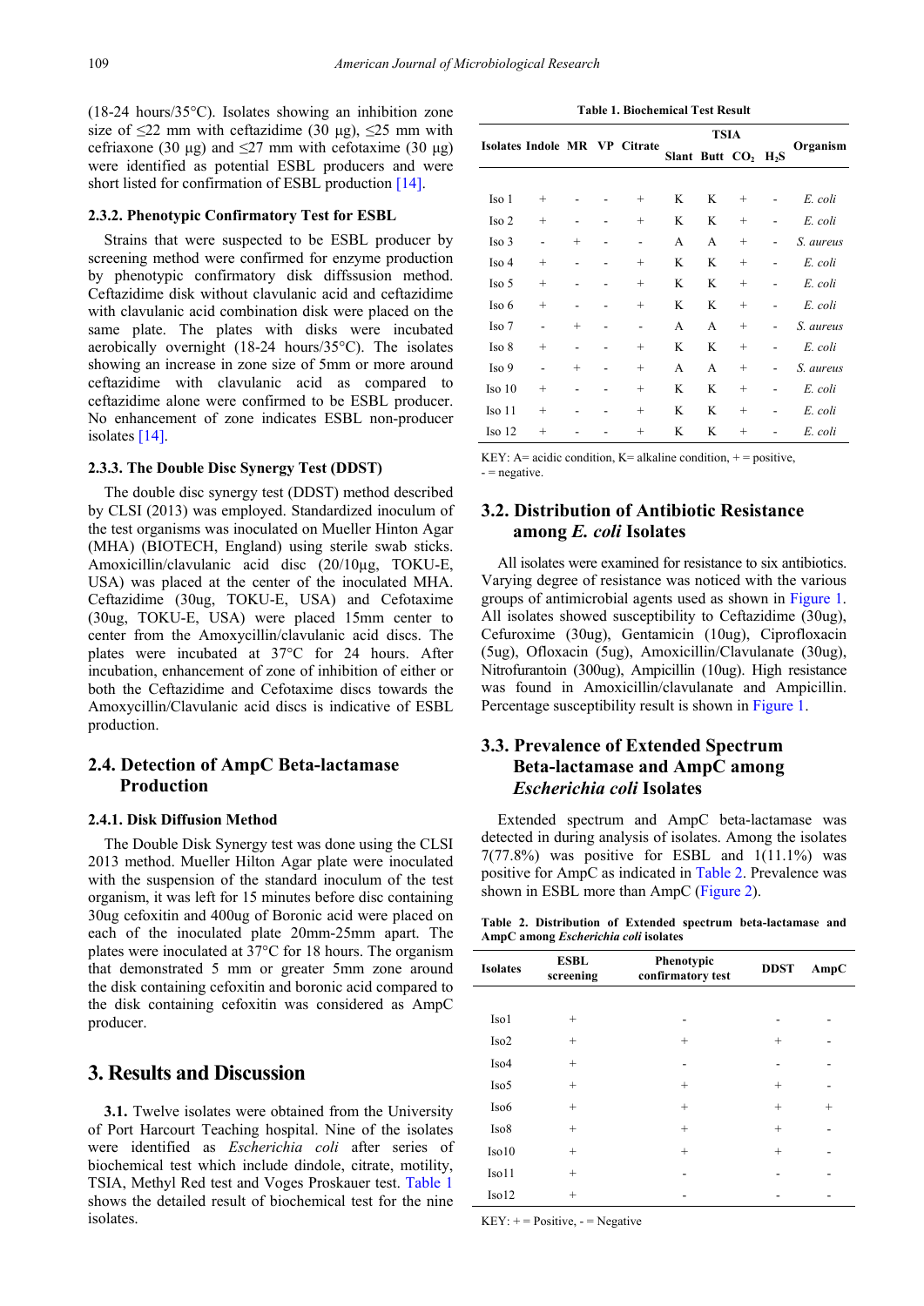(18-24 hours/35°C). Isolates showing an inhibition zone size of ≤22 mm with ceftazidime (30 µg), ≤25 mm with cefriaxone (30 µg) and ≤27 mm with cefotaxime (30 µg) were identified as potential ESBL producers and were short listed for confirmation of ESBL production [14].

#### 2.3.2. Phenotypic Confirmatory Test for ESBL

Strains that were suspected to be ESBL producer by screening method were confirmed for enzyme production by phenotypic confirmatory disk diffssusion method. Ceftazidime disk without clavulanic acid and ceftazidime with clavulanic acid combination disk were placed on the same plate. The plates with disks were incubated aerobically overnight (18-24 hours/35°C). The isolates showing an increase in zone size of 5mm or more around ceftazidime with clavulanic acid as compared to ceftazidime alone were confirmed to be ESBL producer. No enhancement of zone indicates ESBL non-producer isolates [14].

#### 2.3.3. The Double Disc Synergy Test (DDST)

The double disc synergy test (DDST) method described by CLSI (2013) was employed. Standardized inoculum of the test organisms was inoculated on Mueller Hinton Agar (MHA) (BIOTECH, England) using sterile swab sticks. Amoxicillin/clavulanic acid disc (20/10µg, TOKU-E, USA) was placed at the center of the inoculated MHA. Ceftazidime (30ug, TOKU-E, USA) and Cefotaxime (30ug, TOKU-E, USA) were placed 15mm center to center from the Amoxycillin/clavulanic acid discs. The plates were incubated at 37°C for 24 hours. After incubation, enhancement of zone of inhibition of either or both the Ceftazidime and Cefotaxime discs towards the Amoxycillin/Clavulanic acid discs is indicative of ESBL production.

### 2.4. Detection of AmpC Beta-lactamase Production

#### 2.4.1. Disk Diffusion Method

The Double Disk Synergy test was done using the CLSI 2013 method. Mueller Hinton Agar plate were inoculated with the suspension of the standard inoculum of the test organism, it was left for 15 minutes before disc containing 30ug cefoxitin and 400ug of Boronic acid were placed on each of the inoculated plate 20mm-25mm apart. The plates were inoculated at 37°C for 18 hours. The organism that demonstrated 5 mm or greater 5mm zone around the disk containing cefoxitin and boronic acid compared to the disk containing cefoxitin was considered as AmpC producer.

## 3. Results and Discussion

**3.1.** Twelve isolates were obtained from the University of Port Harcourt Teaching hospital. Nine of the isolates were identified as *Escherichia coli* after series of biochemical test which include dindole, citrate, motility, TSIA, Methyl Red test and Voges Proskauer test. Table 1 shows the detailed result of biochemical test for the nine isolates.

**Table 1. Biochemical Test Result**

| Isolates | Indole | MR | VP | Citrate | TSIA | | | | Organism |
|---|---|---|---|---|---|---|---|---|---|
| | | | | | Slant | Butt | $CO_2$ | $H_2S$ | |
| Iso 1 | + | - | - | + | K | K | + | - | *E. coli* |
| Iso 2 | + | - | - | + | K | K | + | - | *E. coli* |
| Iso 3 | - | + | - | - | A | A | + | - | *S. aureus* |
| Iso 4 | + | - | - | + | K | K | + | - | *E. coli* |
| Iso 5 | + | - | - | + | K | K | + | - | *E. coli* |
| Iso 6 | + | - | - | + | K | K | + | - | *E. coli* |
| Iso 7 | - | + | - | - | A | A | + | - | *S. aureus* |
| Iso 8 | + | - | - | + | K | K | + | - | *E. coli* |
| Iso 9 | - | + | - | + | A | A | + | - | *S. aureus* |
| Iso 10 | + | - | - | + | K | K | + | - | *E. coli* |
| Iso 11 | + | - | - | + | K | K | + | - | *E. coli* |
| Iso 12 | + | - | - | + | K | K | + | - | *E. coli* |

KEY: A= acidic condition, K= alkaline condition, + = positive, - = negative.

### 3.2. Distribution of Antibiotic Resistance among *E. coli* Isolates

All isolates were examined for resistance to six antibiotics. Varying degree of resistance was noticed with the various groups of antimicrobial agents used as shown in Figure 1. All isolates showed susceptibility to Ceftazidime (30ug), Cefuroxime (30ug), Gentamicin (10ug), Ciprofloxacin (5ug), Ofloxacin (5ug), Amoxicillin/Clavulanate (30ug), Nitrofurantoin (300ug), Ampicillin (10ug). High resistance was found in Amoxicillin/clavulanate and Ampicillin. Percentage susceptibility result is shown in Figure 1.

### 3.3. Prevalence of Extended Spectrum Beta-lactamase and AmpC among *Escherichia coli* Isolates

Extended spectrum and AmpC beta-lactamase was detected in during analysis of isolates. Among the isolates 7(77.8%) was positive for ESBL and 1(11.1%) was positive for AmpC as indicated in Table 2. Prevalence was shown in ESBL more than AmpC (Figure 2).

**Table 2. Distribution of Extended spectrum beta-lactamase and AmpC among *Escherichia coli* isolates**

| Isolates | ESBL screening | Phenotypic confirmatory test | DDST | AmpC |
|---|---|---|---|---|
| Iso1 | + | - | - | - |
| Iso2 | + | + | + | - |
| Iso4 | + | - | - | - |
| Iso5 | + | + | + | - |
| Iso6 | + | + | + | + |
| Iso8 | + | + | + | - |
| Iso10 | + | + | + | - |
| Iso11 | + | - | - | - |
| Iso12 | + | - | - | - |

KEY: + = Positive, - = Negative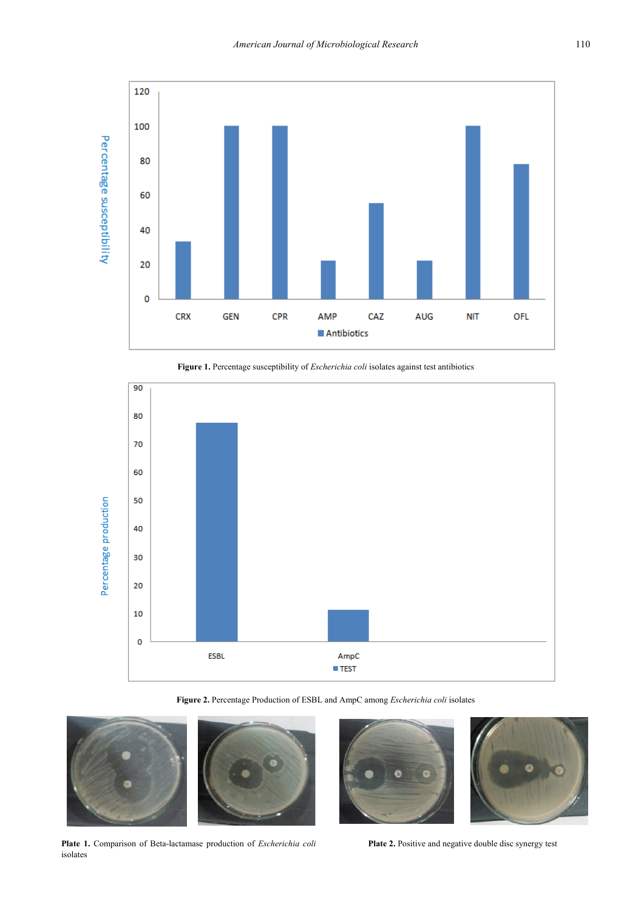**Figure 1.** Percentage susceptibility of *Escherichia coli* isolates against test antibiotics

**Figure 2.** Percentage Production of ESBL and AmpC among *Escherichia coli* isolates

**Plate 1.** Comparison of Beta-lactamase production of *Escherichia coli* isolates

**Plate 2.** Positive and negative double disc synergy test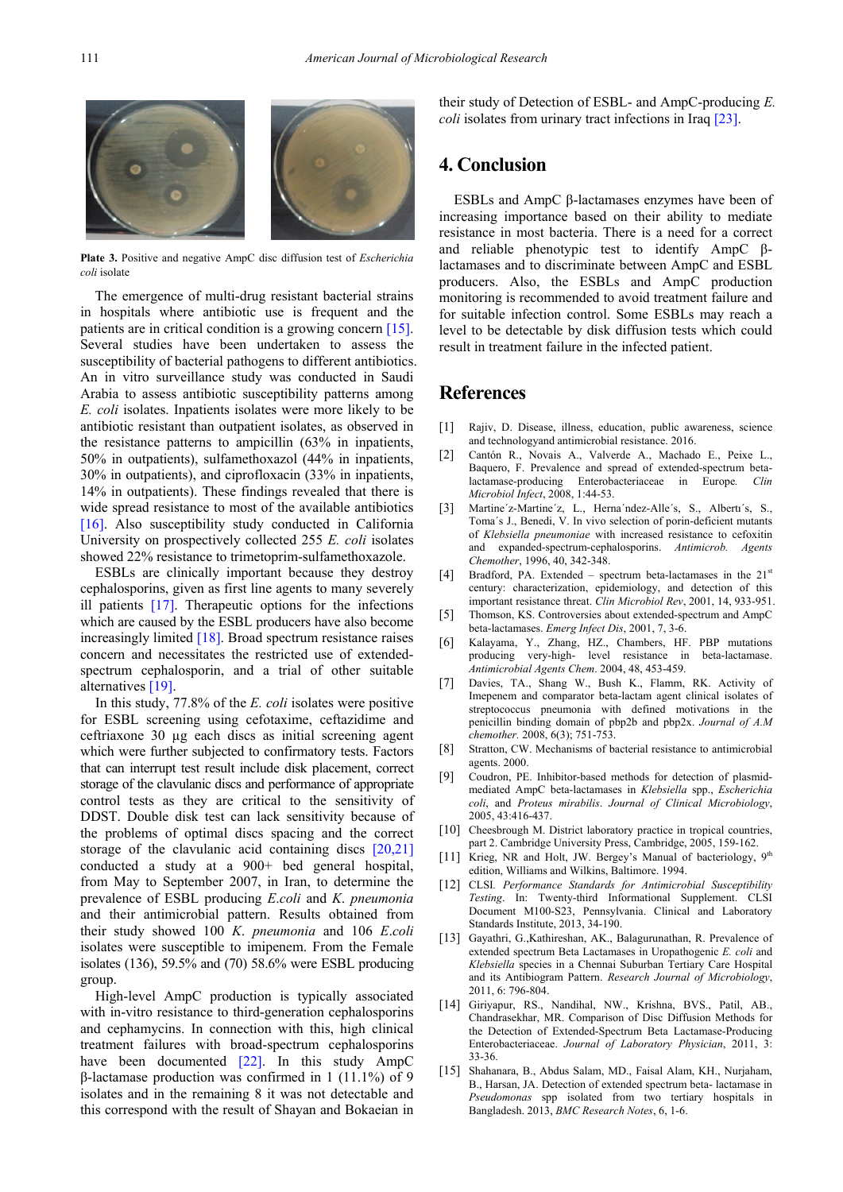**Plate 3.** Positive and negative AmpC disc diffusion test of *Escherichia coli* isolate

The emergence of multi-drug resistant bacterial strains in hospitals where antibiotic use is frequent and the patients are in critical condition is a growing concern [15]. Several studies have been undertaken to assess the susceptibility of bacterial pathogens to different antibiotics. An in vitro surveillance study was conducted in Saudi Arabia to assess antibiotic susceptibility patterns among *E. coli* isolates. Inpatients isolates were more likely to be antibiotic resistant than outpatient isolates, as observed in the resistance patterns to ampicillin (63% in inpatients, 50% in outpatients), sulfamethoxazol (44% in inpatients, 30% in outpatients), and ciprofloxacin (33% in inpatients, 14% in outpatients). These findings revealed that there is wide spread resistance to most of the available antibiotics [16]. Also susceptibility study conducted in California University on prospectively collected 255 *E. coli* isolates showed 22% resistance to trimetoprim-sulfamethoxazole.

ESBLs are clinically important because they destroy cephalosporins, given as first line agents to many severely ill patients [17]. Therapeutic options for the infections which are caused by the ESBL producers have also become increasingly limited [18]. Broad spectrum resistance raises concern and necessitates the restricted use of extended-spectrum cephalosporin, and a trial of other suitable alternatives [19].

In this study, 77.8% of the *E. coli* isolates were positive for ESBL screening using cefotaxime, ceftazidime and ceftriaxone 30 µg each discs as initial screening agent which were further subjected to confirmatory tests. Factors that can interrupt test result include disk placement, correct storage of the clavulanic discs and performance of appropriate control tests as they are critical to the sensitivity of DDST. Double disk test can lack sensitivity because of the problems of optimal discs spacing and the correct storage of the clavulanic acid containing discs [20,21] conducted a study at a 900+ bed general hospital, from May to September 2007, in Iran, to determine the prevalence of ESBL producing *E.coli* and *K. pneumonia* and their antimicrobial pattern. Results obtained from their study showed 100 *K. pneumonia* and 106 *E.coli* isolates were susceptible to imipenem. From the Female isolates (136), 59.5% and (70) 58.6% were ESBL producing group.

High-level AmpC production is typically associated with in-vitro resistance to third-generation cephalosporins and cephamycins. In connection with this, high clinical treatment failures with broad-spectrum cephalosporins have been documented [22]. In this study AmpC β-lactamase production was confirmed in 1 (11.1%) of 9 isolates and in the remaining 8 it was not detectable and this correspond with the result of Shayan and Bokaeian in their study of Detection of ESBL- and AmpC-producing *E. coli* isolates from urinary tract infections in Iraq [23].

## 4. Conclusion

ESBLs and AmpC β-lactamases enzymes have been of increasing importance based on their ability to mediate resistance in most bacteria. There is a need for a correct and reliable phenotypic test to identify AmpC β-lactamases and to discriminate between AmpC and ESBL producers. Also, the ESBLs and AmpC production monitoring is recommended to avoid treatment failure and for suitable infection control. Some ESBLs may reach a level to be detectable by disk diffusion tests which could result in treatment failure in the infected patient.

## References

[1] Rajiv, D. Disease, illness, education, public awareness, science and technologyand antimicrobial resistance. 2016.

[2] Cantón R., Novais A., Valverde A., Machado E., Peixe L., Baquero, F. Prevalence and spread of extended-spectrum beta-lactamase-producing Enterobacteriaceae in Europe. *Clin Microbiol Infect*, 2008, 1:44-53.

[3] Martine´z-Martine´z, L., Herna´ndez-Alle´s, S., Albertı´s, S., Toma´s J., Benedi, V. In vivo selection of porin-deficient mutants of *Klebsiella pneumoniae* with increased resistance to cefoxitin and expanded-spectrum-cephalosporins. *Antimicrob. Agents Chemother*, 1996, 40, 342-348.

[4] Bradford, PA. Extended – spectrum beta-lactamases in the 21st century: characterization, epidemiology, and detection of this important resistance threat. *Clin Microbiol Rev*, 2001, 14, 933-951.

[5] Thomson, KS. Controversies about extended-spectrum and AmpC beta-lactamases. *Emerg Infect Dis*, 2001, 7, 3-6.

[6] Kalayama, Y., Zhang, HZ., Chambers, HF. PBP mutations producing very-high- level resistance in beta-lactamase. *Antimicrobial Agents Chem*. 2004, 48, 453-459.

[7] Davies, TA., Shang W., Bush K., Flamm, RK. Activity of Imepenem and comparator beta-lactam agent clinical isolates of streptococcus pneumonia with defined motivations in the penicillin binding domain of pbp2b and pbp2x. *Journal of A.M chemother*. 2008, 6(3); 751-753.

[8] Stratton, CW. Mechanisms of bacterial resistance to antimicrobial agents. 2000.

[9] Coudron, PE. Inhibitor-based methods for detection of plasmid-mediated AmpC beta-lactamases in *Klebsiella* spp., *Escherichia coli*, and *Proteus mirabilis*. *Journal of Clinical Microbiology*, 2005, 43:416-437.

[10] Cheesbrough M. District laboratory practice in tropical countries, part 2. Cambridge University Press, Cambridge, 2005, 159-162.

[11] Krieg, NR and Holt, JW. Bergey's Manual of bacteriology, 9th edition, Williams and Wilkins, Baltimore. 1994.

[12] CLSI. *Performance Standards for Antimicrobial Susceptibility Testing*. In: Twenty-third Informational Supplement. CLSI Document M100-S23, Pennsylvania. Clinical and Laboratory Standards Institute, 2013, 34-190.

[13] Gayathri, G.,Kathireshan, AK., Balagurunathan, R. Prevalence of extended spectrum Beta Lactamases in Uropathogenic *E. coli* and *Klebsiella* species in a Chennai Suburban Tertiary Care Hospital and its Antibiogram Pattern. *Research Journal of Microbiology*, 2011, 6: 796-804.

[14] Giriyapur, RS., Nandihal, NW., Krishna, BVS., Patil, AB., Chandrasekhar, MR. Comparison of Disc Diffusion Methods for the Detection of Extended-Spectrum Beta Lactamase-Producing Enterobacteriaceae. *Journal of Laboratory Physician*, 2011, 3: 33-36.

[15] Shahanara, B., Abdus Salam, MD., Faisal Alam, KH., Nurjaham, B., Harsan, JA. Detection of extended spectrum beta- lactamase in *Pseudomonas* spp isolated from two tertiary hospitals in Bangladesh. 2013, *BMC Research Notes*, 6, 1-6.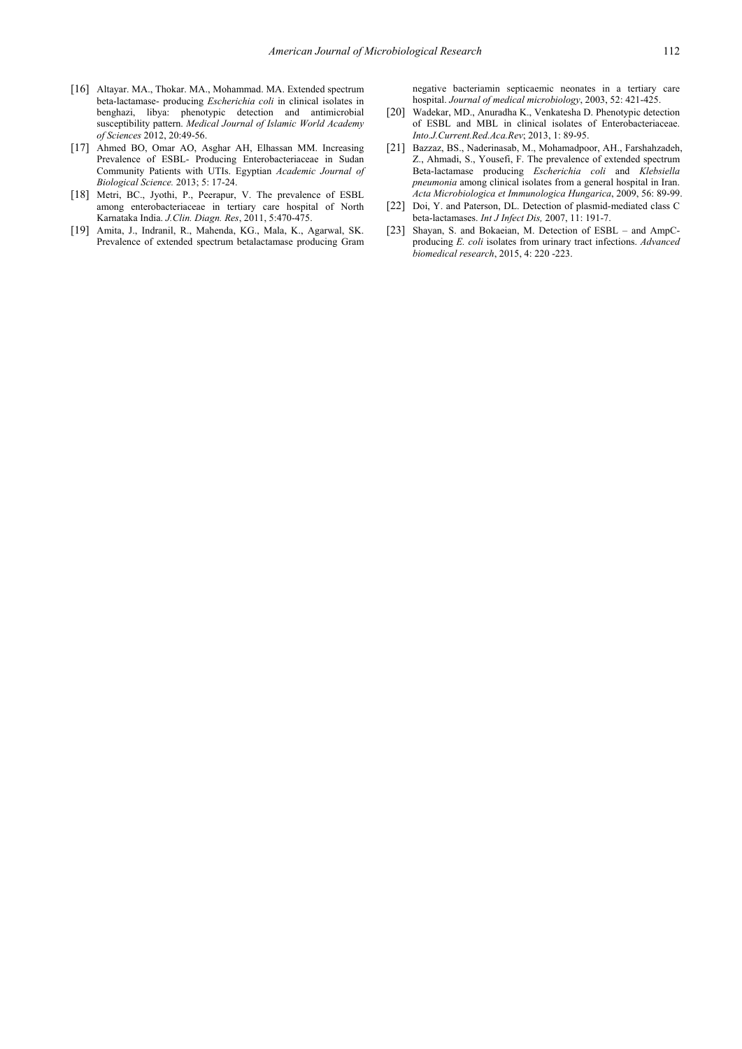[16] Altayar. MA., Thokar. MA., Mohammad. MA. Extended spectrum beta-lactamase- producing *Escherichia coli* in clinical isolates in benghazi, libya: phenotypic detection and antimicrobial susceptibility pattern. *Medical Journal of Islamic World Academy of Sciences* 2012, 20:49-56.

[17] Ahmed BO, Omar AO, Asghar AH, Elhassan MM. Increasing Prevalence of ESBL- Producing Enterobacteriaceae in Sudan Community Patients with UTIs. Egyptian *Academic Journal of Biological Science.* 2013; 5: 17-24.

[18] Metri, BC., Jyothi, P., Peerapur, V. The prevalence of ESBL among enterobacteriaceae in tertiary care hospital of North Karnataka India. *J.Clin. Diagn. Res*, 2011, 5:470-475.

[19] Amita, J., Indranil, R., Mahenda, KG., Mala, K., Agarwal, SK. Prevalence of extended spectrum betalactamase producing Gram negative bacteriamin septicaemic neonates in a tertiary care hospital. *Journal of medical microbiology*, 2003, 52: 421-425.

[20] Wadekar, MD., Anuradha K., Venkatesha D. Phenotypic detection of ESBL and MBL in clinical isolates of Enterobacteriaceae. *Into.J.Current.Red.Aca.Rev*; 2013, 1: 89-95.

[21] Bazzaz, BS., Naderinasab, M., Mohamadpoor, AH., Farshahzadeh, Z., Ahmadi, S., Yousefi, F. The prevalence of extended spectrum Beta-lactamase producing *Escherichia coli* and *Klebsiella pneumonia* among clinical isolates from a general hospital in Iran. *Acta Microbiologica et Immunologica Hungarica*, 2009, 56: 89-99.

[22] Doi, Y. and Paterson, DL. Detection of plasmid-mediated class C beta-lactamases. *Int J Infect Dis,* 2007, 11: 191-7.

[23] Shayan, S. and Bokaeian, M. Detection of ESBL – and AmpC-producing *E. coli* isolates from urinary tract infections. *Advanced biomedical research*, 2015, 4: 220 -223.